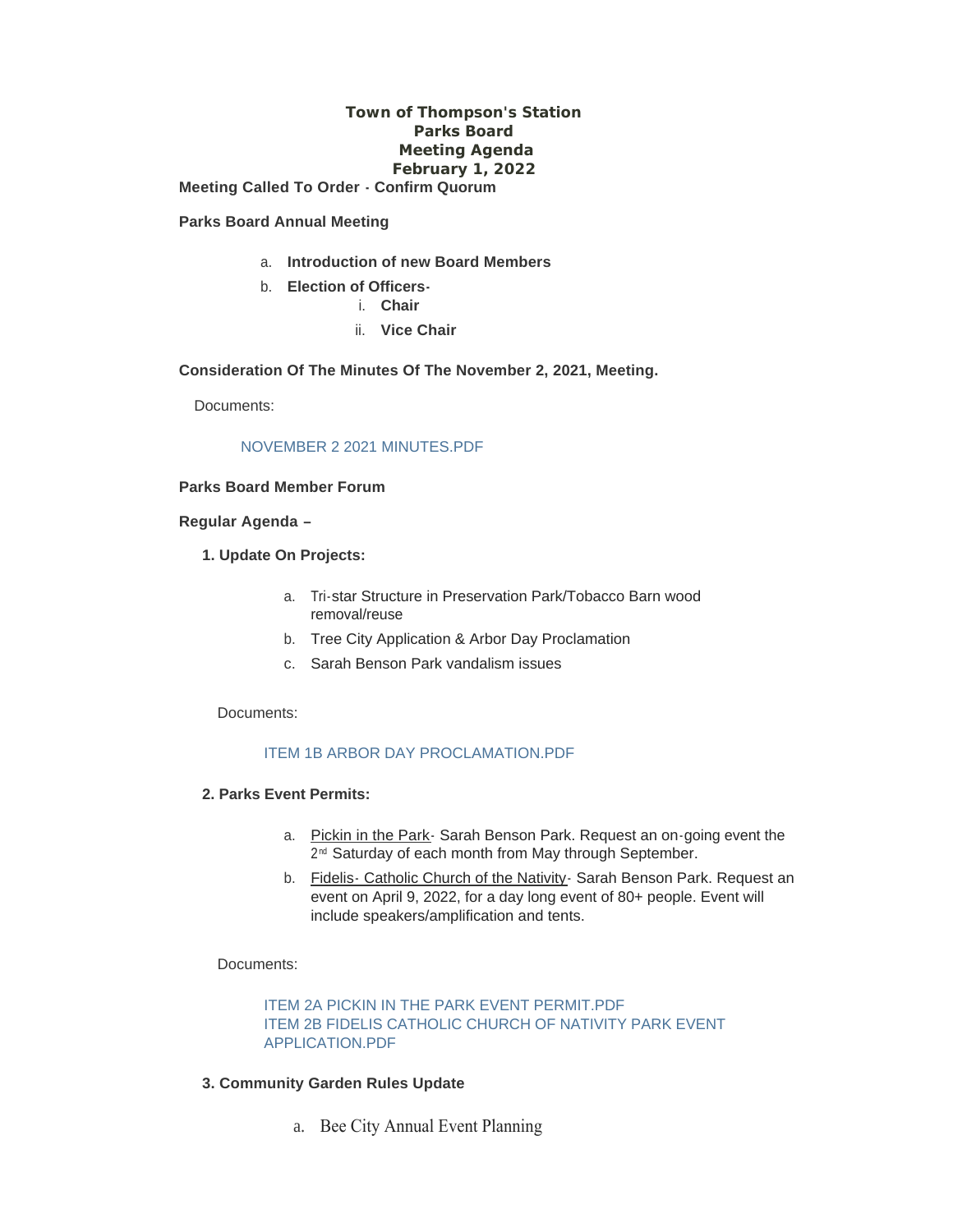**Town of Thompson's Station**
**Parks Board**
**Meeting Agenda**
**February 1, 2022**

**Meeting Called To Order - Confirm Quorum**

**Parks Board Annual Meeting**

a. **Introduction of new Board Members**
b. **Election of Officers-**
    i. **Chair**
    ii. **Vice Chair**

**Consideration Of The Minutes Of The November 2, 2021, Meeting.**

Documents:

NOVEMBER 2 2021 MINUTES.PDF

**Parks Board Member Forum**

**Regular Agenda –**

**1. Update On Projects:**

a. Tri-star Structure in Preservation Park/Tobacco Barn wood removal/reuse
b. Tree City Application & Arbor Day Proclamation
c. Sarah Benson Park vandalism issues

Documents:

ITEM 1B ARBOR DAY PROCLAMATION.PDF

**2. Parks Event Permits:**

a. Pickin in the Park- Sarah Benson Park. Request an on-going event the 2nd Saturday of each month from May through September.
b. Fidelis- Catholic Church of the Nativity- Sarah Benson Park. Request an event on April 9, 2022, for a day long event of 80+ people. Event will include speakers/amplification and tents.

Documents:

ITEM 2A PICKIN IN THE PARK EVENT PERMIT.PDF
ITEM 2B FIDELIS CATHOLIC CHURCH OF NATIVITY PARK EVENT APPLICATION.PDF

**3. Community Garden Rules Update**

a. Bee City Annual Event Planning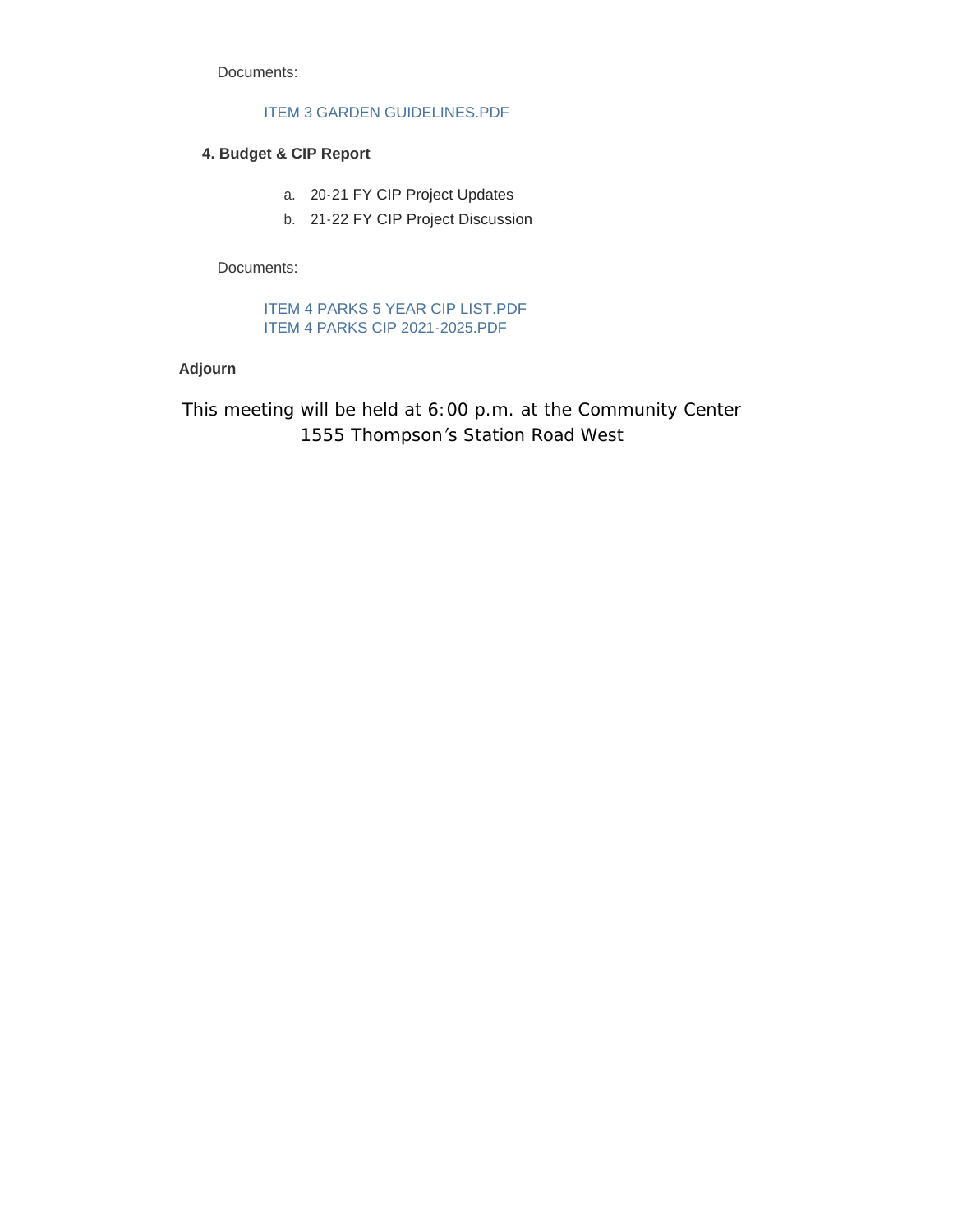Documents:

ITEM 3 GARDEN GUIDELINES.PDF

**4. Budget & CIP Report**

a. 20-21 FY CIP Project Updates
b. 21-22 FY CIP Project Discussion

Documents:

ITEM 4 PARKS 5 YEAR CIP LIST.PDF
ITEM 4 PARKS CIP 2021-2025.PDF

**Adjourn**

This meeting will be held at 6:00 p.m. at the Community Center
1555 Thompson's Station Road West